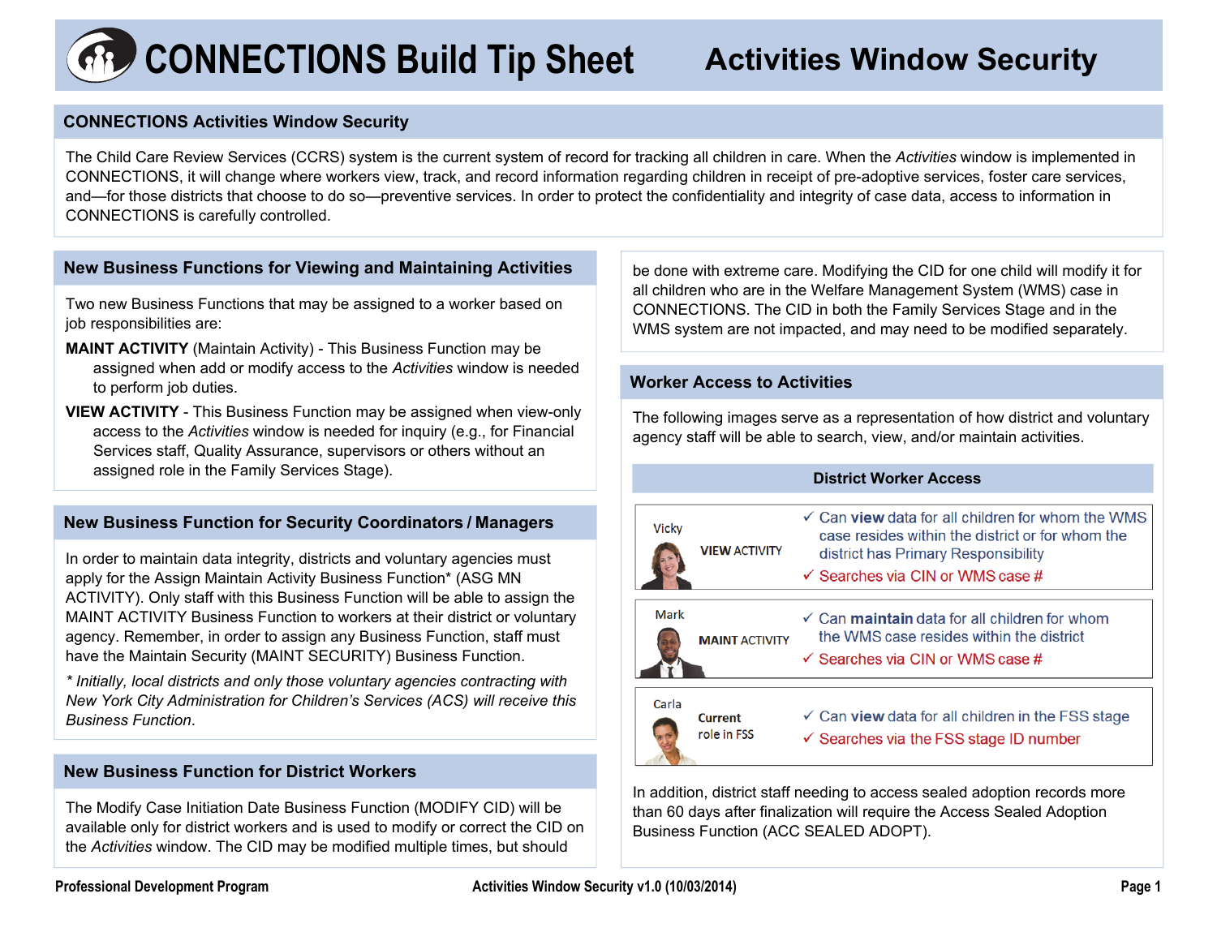# CONNECTIONS Build Tip Sheet — Activities Window Security

## CONNECTIONS Activities Window Security

The Child Care Review Services (CCRS) system is the current system of record for tracking all children in care. When the *Activities* window is implemented in CONNECTIONS, it will change where workers view, track, and record information regarding children in receipt of pre-adoptive services, foster care services, and—for those districts that choose to do so—preventive services. In order to protect the confidentiality and integrity of case data, access to information in CONNECTIONS is carefully controlled.

## New Business Functions for Viewing and Maintaining Activities

Two new Business Functions that may be assigned to a worker based on job responsibilities are:

**MAINT ACTIVITY** (Maintain Activity) - This Business Function may be assigned when add or modify access to the *Activities* window is needed to perform job duties.

**VIEW ACTIVITY** - This Business Function may be assigned when view-only access to the *Activities* window is needed for inquiry (e.g., for Financial Services staff, Quality Assurance, supervisors or others without an assigned role in the Family Services Stage).

## New Business Function for Security Coordinators / Managers

In order to maintain data integrity, districts and voluntary agencies must apply for the Assign Maintain Activity Business Function* (ASG MN ACTIVITY). Only staff with this Business Function will be able to assign the MAINT ACTIVITY Business Function to workers at their district or voluntary agency. Remember, in order to assign any Business Function, staff must have the Maintain Security (MAINT SECURITY) Business Function.

*\* Initially, local districts and only those voluntary agencies contracting with New York City Administration for Children's Services (ACS) will receive this Business Function.*

## New Business Function for District Workers

The Modify Case Initiation Date Business Function (MODIFY CID) will be available only for district workers and is used to modify or correct the CID on the *Activities* window. The CID may be modified multiple times, but should be done with extreme care. Modifying the CID for one child will modify it for all children who are in the Welfare Management System (WMS) case in CONNECTIONS. The CID in both the Family Services Stage and in the WMS system are not impacted, and may need to be modified separately.

## Worker Access to Activities

The following images serve as a representation of how district and voluntary agency staff will be able to search, view, and/or maintain activities.

**District Worker Access**

| Worker | Access | |
|---|---|---|
| Vicky | VIEW ACTIVITY | ✓ Can **view** data for all children for whom the WMS case resides within the district or for whom the district has Primary Responsibility<br>✓ Searches via CIN or WMS case # |
| Mark | MAINT ACTIVITY | ✓ Can **maintain** data for all children for whom the WMS case resides within the district<br>✓ Searches via CIN or WMS case # |
| Carla | Current role in FSS | ✓ Can **view** data for all children in the FSS stage<br>✓ Searches via the FSS stage ID number |

In addition, district staff needing to access sealed adoption records more than 60 days after finalization will require the Access Sealed Adoption Business Function (ACC SEALED ADOPT).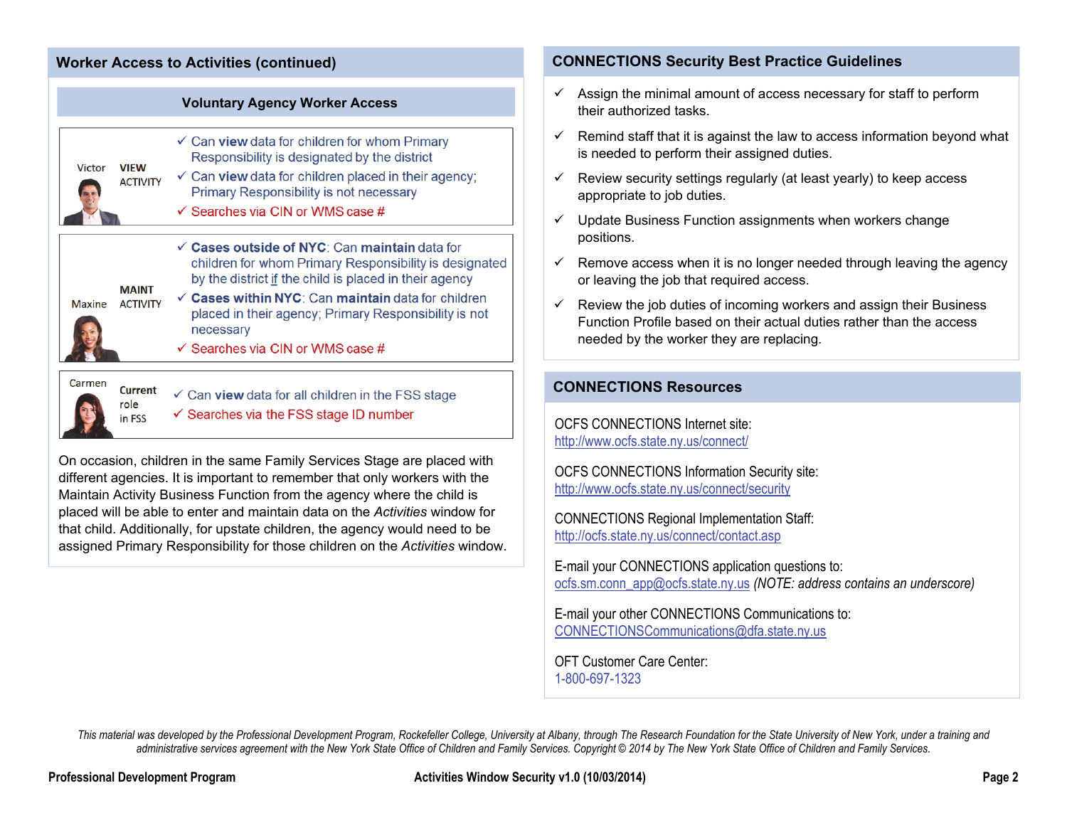## Worker Access to Activities (continued)

### Voluntary Agency Worker Access

| | | |
|---|---|---|
| Victor | VIEW ACTIVITY | ✓ Can **view** data for children for whom Primary Responsibility is designated by the district<br>✓ Can **view** data for children placed in their agency; Primary Responsibility is not necessary<br>✓ Searches via CIN or WMS case # |
| Maxine | MAINT ACTIVITY | ✓ **Cases outside of NYC**: Can **maintain** data for children for whom Primary Responsibility is designated by the district if the child is placed in their agency<br>✓ **Cases within NYC**: Can **maintain** data for children placed in their agency; Primary Responsibility is not necessary<br>✓ Searches via CIN or WMS case # |
| Carmen | Current role in FSS | ✓ Can **view** data for all children in the FSS stage<br>✓ Searches via the FSS stage ID number |

On occasion, children in the same Family Services Stage are placed with different agencies. It is important to remember that only workers with the Maintain Activity Business Function from the agency where the child is placed will be able to enter and maintain data on the *Activities* window for that child. Additionally, for upstate children, the agency would need to be assigned Primary Responsibility for those children on the *Activities* window.

## CONNECTIONS Security Best Practice Guidelines

- ✓ Assign the minimal amount of access necessary for staff to perform their authorized tasks.
- ✓ Remind staff that it is against the law to access information beyond what is needed to perform their assigned duties.
- ✓ Review security settings regularly (at least yearly) to keep access appropriate to job duties.
- ✓ Update Business Function assignments when workers change positions.
- ✓ Remove access when it is no longer needed through leaving the agency or leaving the job that required access.
- ✓ Review the job duties of incoming workers and assign their Business Function Profile based on their actual duties rather than the access needed by the worker they are replacing.

## CONNECTIONS Resources

OCFS CONNECTIONS Internet site:
http://www.ocfs.state.ny.us/connect/

OCFS CONNECTIONS Information Security site:
http://www.ocfs.state.ny.us/connect/security

CONNECTIONS Regional Implementation Staff:
http://ocfs.state.ny.us/connect/contact.asp

E-mail your CONNECTIONS application questions to:
ocfs.sm.conn_app@ocfs.state.ny.us *(NOTE: address contains an underscore)*

E-mail your other CONNECTIONS Communications to:
CONNECTIONSCommunications@dfa.state.ny.us

OFT Customer Care Center:
1-800-697-1323

*This material was developed by the Professional Development Program, Rockefeller College, University at Albany, through The Research Foundation for the State University of New York, under a training and administrative services agreement with the New York State Office of Children and Family Services. Copyright © 2014 by The New York State Office of Children and Family Services.*